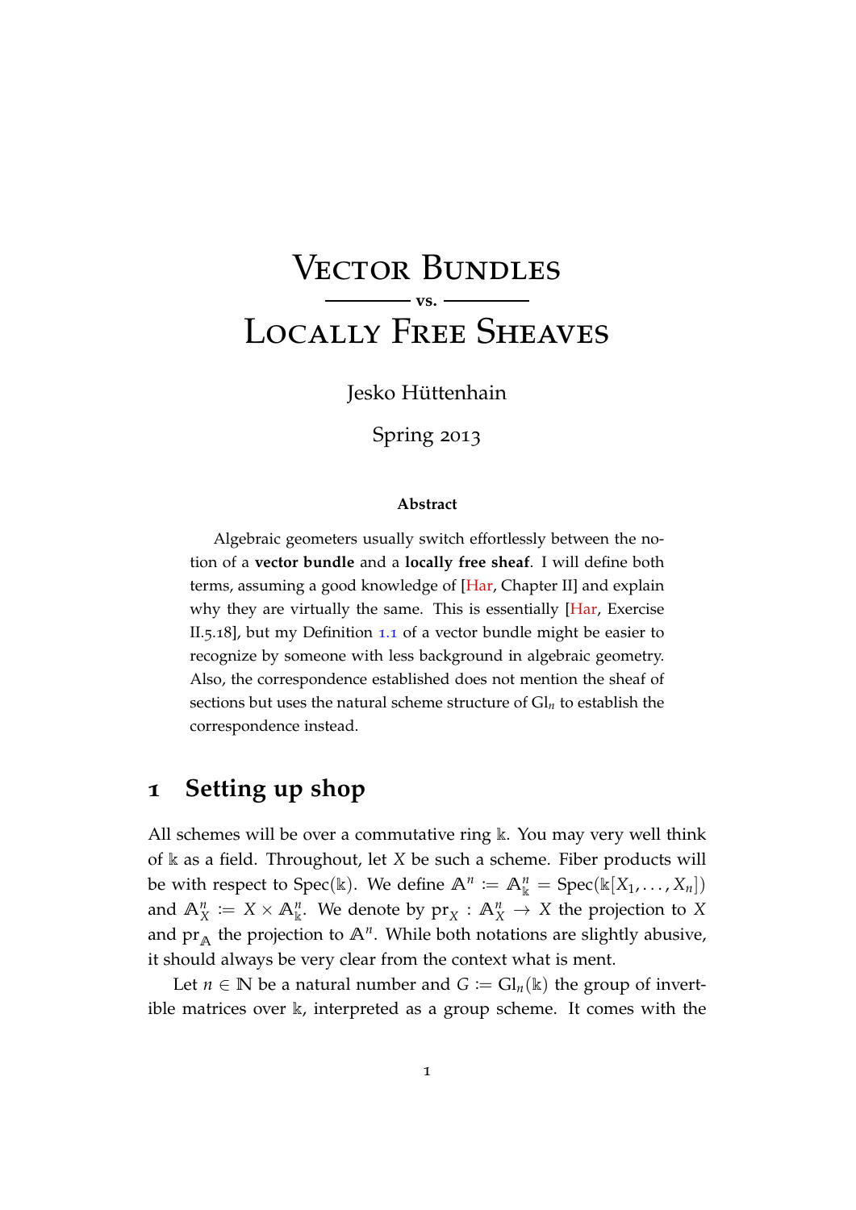# Vector Bundles

**vs.**

# Locally Free Sheaves

Jesko Hüttenhain

Spring 2013

**Abstract**

Algebraic geometers usually switch effortlessly between the notion of a **vector bundle** and a **locally free sheaf**. I will define both terms, assuming a good knowledge of [Har, Chapter II] and explain why they are virtually the same. This is essentially [Har, Exercise II.5.18], but my Definition 1.1 of a vector bundle might be easier to recognize by someone with less background in algebraic geometry. Also, the correspondence established does not mention the sheaf of sections but uses the natural scheme structure of $\mathrm{Gl}_n$ to establish the correspondence instead.

## 1 Setting up shop

All schemes will be over a commutative ring $\Bbbk$. You may very well think of $\Bbbk$ as a field. Throughout, let $X$ be such a scheme. Fiber products will be with respect to $\mathrm{Spec}(\Bbbk)$. We define $\mathbb{A}^n := \mathbb{A}^n_\Bbbk = \mathrm{Spec}(\Bbbk[X_1, \ldots, X_n])$ and $\mathbb{A}^n_X := X \times \mathbb{A}^n_\Bbbk$. We denote by $\mathrm{pr}_X : \mathbb{A}^n_X \to X$ the projection to $X$ and $\mathrm{pr}_\mathbb{A}$ the projection to $\mathbb{A}^n$. While both notations are slightly abusive, it should always be very clear from the context what is ment.

Let $n \in \mathbb{N}$ be a natural number and $G := \mathrm{Gl}_n(\Bbbk)$ the group of invertible matrices over $\Bbbk$, interpreted as a group scheme. It comes with the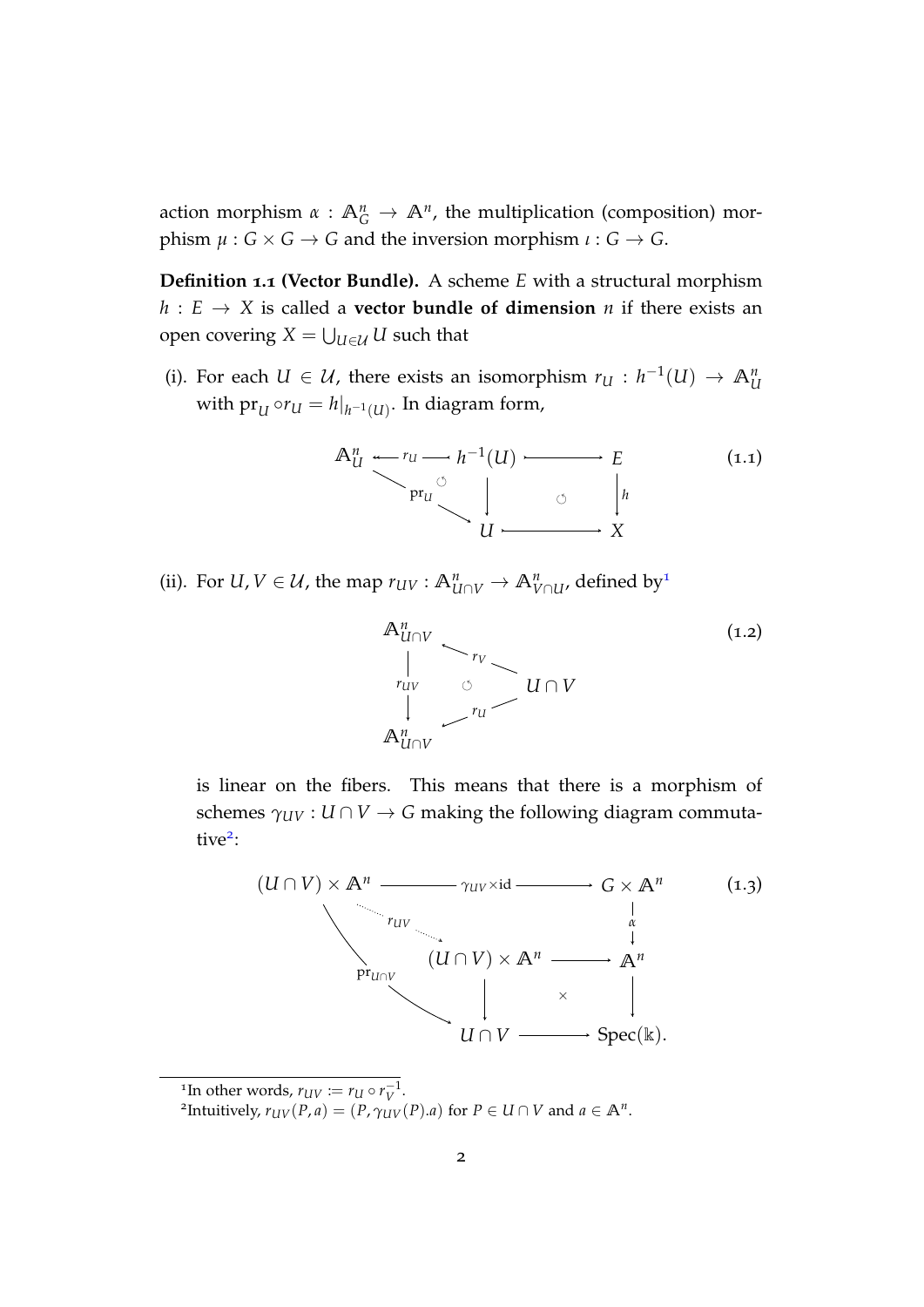action morphism $\alpha : \mathbb{A}^n_G \to \mathbb{A}^n$, the multiplication (composition) morphism $\mu : G \times G \to G$ and the inversion morphism $\iota : G \to G$.

**Definition 1.1 (Vector Bundle).** A scheme $E$ with a structural morphism $h : E \to X$ is called a **vector bundle of dimension** $n$ if there exists an open covering $X = \bigcup_{U \in \mathcal{U}} U$ such that

(i). For each $U \in \mathcal{U}$, there exists an isomorphism $r_U : h^{-1}(U) \to \mathbb{A}^n_U$ with $\mathrm{pr}_U \circ r_U = h|_{h^{-1}(U)}$. In diagram form,

$$\begin{array}{ccccc} \mathbb{A}^n_U & \xleftarrow{r_U} & h^{-1}(U) & \hookrightarrow & E \\ & \searrow^{\mathrm{pr}_U} \circlearrowleft & \downarrow & \circlearrowleft & \downarrow h \\ & & U & \hookrightarrow & X \end{array} \tag{1.1}$$

(ii). For $U, V \in \mathcal{U}$, the map $r_{UV} : \mathbb{A}^n_{U \cap V} \to \mathbb{A}^n_{V \cap U}$, defined by[1]

$$\begin{array}{ccc} \mathbb{A}^n_{U \cap V} & \xleftarrow{r_V} & \\ \downarrow r_{UV} & \circlearrowleft & U \cap V \\ \mathbb{A}^n_{U \cap V} & \xleftarrow{r_U} & \end{array} \tag{1.2}$$

is linear on the fibers. This means that there is a morphism of schemes $\gamma_{UV} : U \cap V \to G$ making the following diagram commutative[2]:

$$\begin{array}{ccccc} (U \cap V) \times \mathbb{A}^n & \xrightarrow{\gamma_{UV} \times \mathrm{id}} & & & G \times \mathbb{A}^n \\ & \searrow^{r_{UV}} & & & \downarrow \alpha \\ & & (U \cap V) \times \mathbb{A}^n & \longrightarrow & \mathbb{A}^n \\ & \searrow_{\mathrm{pr}_{U \cap V}} & \downarrow & \times & \downarrow \\ & & U \cap V & \longrightarrow & \mathrm{Spec}(\mathbb{k}). \end{array} \tag{1.3}$$

---

[1] In other words, $r_{UV} := r_U \circ r_V^{-1}$.

[2] Intuitively, $r_{UV}(P, a) = (P, \gamma_{UV}(P).a)$ for $P \in U \cap V$ and $a \in \mathbb{A}^n$.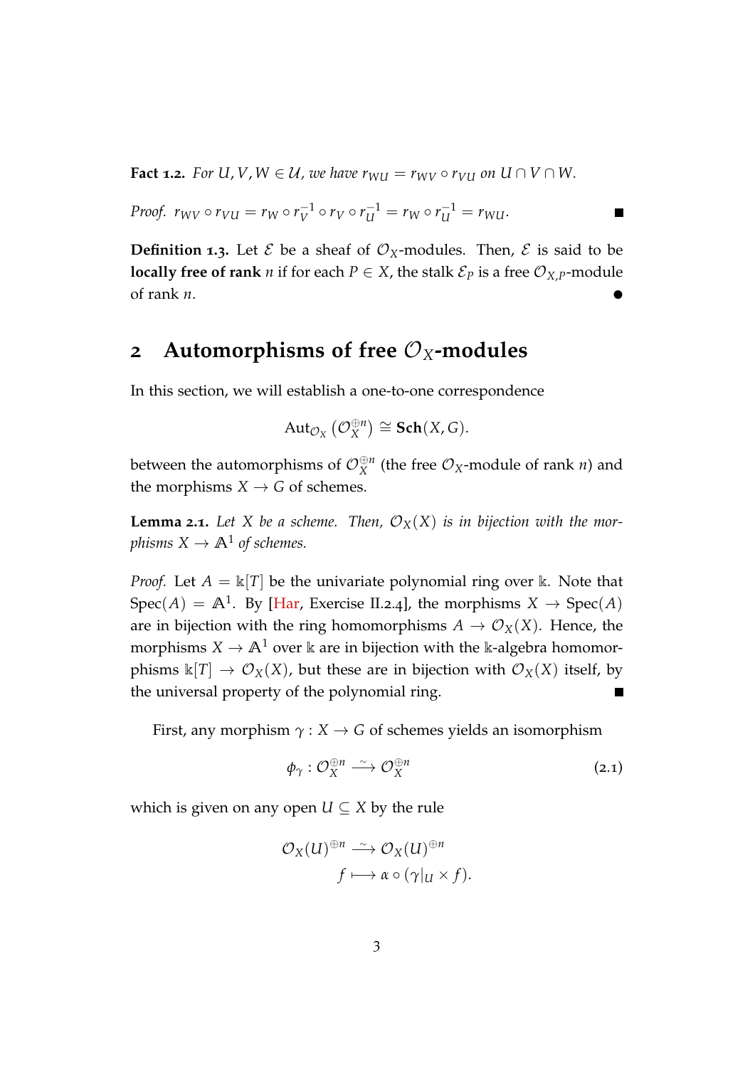**Fact 1.2.** *For $U, V, W \in \mathcal{U}$, we have $r_{WU} = r_{WV} \circ r_{VU}$ on $U \cap V \cap W$.*

*Proof.* $r_{WV} \circ r_{VU} = r_W \circ r_V^{-1} \circ r_V \circ r_U^{-1} = r_W \circ r_U^{-1} = r_{WU}$. ∎

**Definition 1.3.** Let $\mathcal{E}$ be a sheaf of $\mathcal{O}_X$-modules. Then, $\mathcal{E}$ is said to be **locally free of rank** $n$ if for each $P \in X$, the stalk $\mathcal{E}_P$ is a free $\mathcal{O}_{X,P}$-module of rank $n$. ●

## 2 Automorphisms of free $\mathcal{O}_X$-modules

In this section, we will establish a one-to-one correspondence

$$\mathrm{Aut}_{\mathcal{O}_X}\left(\mathcal{O}_X^{\oplus n}\right) \cong \mathbf{Sch}(X, G).$$

between the automorphisms of $\mathcal{O}_X^{\oplus n}$ (the free $\mathcal{O}_X$-module of rank $n$) and the morphisms $X \to G$ of schemes.

**Lemma 2.1.** *Let $X$ be a scheme. Then, $\mathcal{O}_X(X)$ is in bijection with the morphisms $X \to \mathbb{A}^1$ of schemes.*

*Proof.* Let $A = \Bbbk[T]$ be the univariate polynomial ring over $\Bbbk$. Note that $\mathrm{Spec}(A) = \mathbb{A}^1$. By [Har, Exercise II.2.4], the morphisms $X \to \mathrm{Spec}(A)$ are in bijection with the ring homomorphisms $A \to \mathcal{O}_X(X)$. Hence, the morphisms $X \to \mathbb{A}^1$ over $\Bbbk$ are in bijection with the $\Bbbk$-algebra homomorphisms $\Bbbk[T] \to \mathcal{O}_X(X)$, but these are in bijection with $\mathcal{O}_X(X)$ itself, by the universal property of the polynomial ring. ∎

First, any morphism $\gamma : X \to G$ of schemes yields an isomorphism

$$\phi_\gamma : \mathcal{O}_X^{\oplus n} \xrightarrow{\sim} \mathcal{O}_X^{\oplus n} \tag{2.1}$$

which is given on any open $U \subseteq X$ by the rule

$$\begin{aligned} \mathcal{O}_X(U)^{\oplus n} &\xrightarrow{\sim} \mathcal{O}_X(U)^{\oplus n} \\ f &\longmapsto \alpha \circ (\gamma|_U \times f). \end{aligned}$$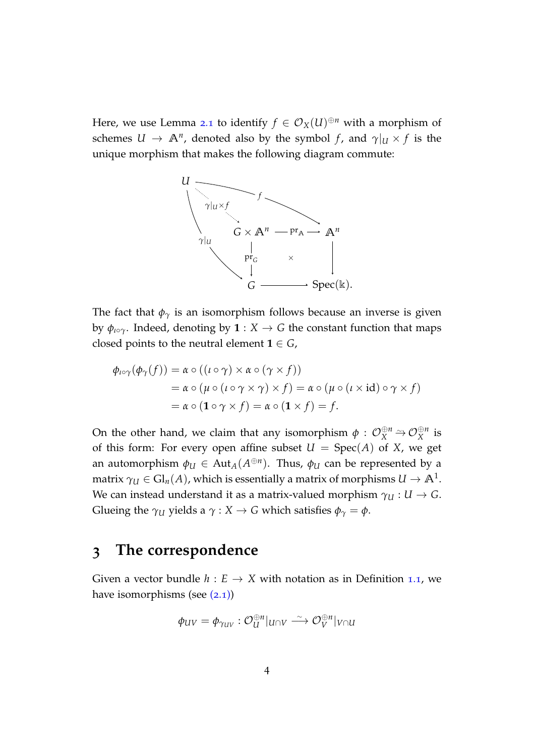Here, we use Lemma 2.1 to identify $f \in \mathcal{O}_X(U)^{\oplus n}$ with a morphism of schemes $U \to \mathbb{A}^n$, denoted also by the symbol $f$, and $\gamma|_U \times f$ is the unique morphism that makes the following diagram commute:

$$
\begin{array}{ccccc}
U & & \xrightarrow{\quad f \quad} & & \mathbb{A}^n \\
& \searrow^{\gamma|_U \times f} & & \nearrow_{\mathrm{pr}_{\mathbb{A}}} & \\
& & G \times \mathbb{A}^n & & \downarrow \\
& \gamma|_U \searrow & \downarrow \mathrm{pr}_G & \times & \\
& & G & \longrightarrow & \mathrm{Spec}(\Bbbk).
\end{array}
$$

The fact that $\phi_\gamma$ is an isomorphism follows because an inverse is given by $\phi_{\iota\circ\gamma}$. Indeed, denoting by $\mathbf{1} : X \to G$ the constant function that maps closed points to the neutral element $\mathbf{1} \in G$,

$$
\begin{aligned}
\phi_{\iota\circ\gamma}(\phi_\gamma(f)) &= \alpha \circ ((\iota \circ \gamma) \times \alpha \circ (\gamma \times f)) \\
&= \alpha \circ (\mu \circ (\iota \circ \gamma \times \gamma) \times f) = \alpha \circ (\mu \circ (\iota \times \mathrm{id}) \circ \gamma \times f) \\
&= \alpha \circ (\mathbf{1} \circ \gamma \times f) = \alpha \circ (\mathbf{1} \times f) = f.
\end{aligned}
$$

On the other hand, we claim that any isomorphism $\phi : \mathcal{O}_X^{\oplus n} \xrightarrow{\sim} \mathcal{O}_X^{\oplus n}$ is of this form: For every open affine subset $U = \mathrm{Spec}(A)$ of $X$, we get an automorphism $\phi_U \in \mathrm{Aut}_A(A^{\oplus n})$. Thus, $\phi_U$ can be represented by a matrix $\gamma_U \in \mathrm{Gl}_n(A)$, which is essentially a matrix of morphisms $U \to \mathbb{A}^1$. We can instead understand it as a matrix-valued morphism $\gamma_U : U \to G$. Glueing the $\gamma_U$ yields a $\gamma : X \to G$ which satisfies $\phi_\gamma = \phi$.

## 3 The correspondence

Given a vector bundle $h : E \to X$ with notation as in Definition 1.1, we have isomorphisms (see (2.1))

$$
\phi_{UV} = \phi_{\gamma_{UV}} : \mathcal{O}_U^{\oplus n}|_{U\cap V} \xrightarrow{\sim} \mathcal{O}_V^{\oplus n}|_{V\cap U}
$$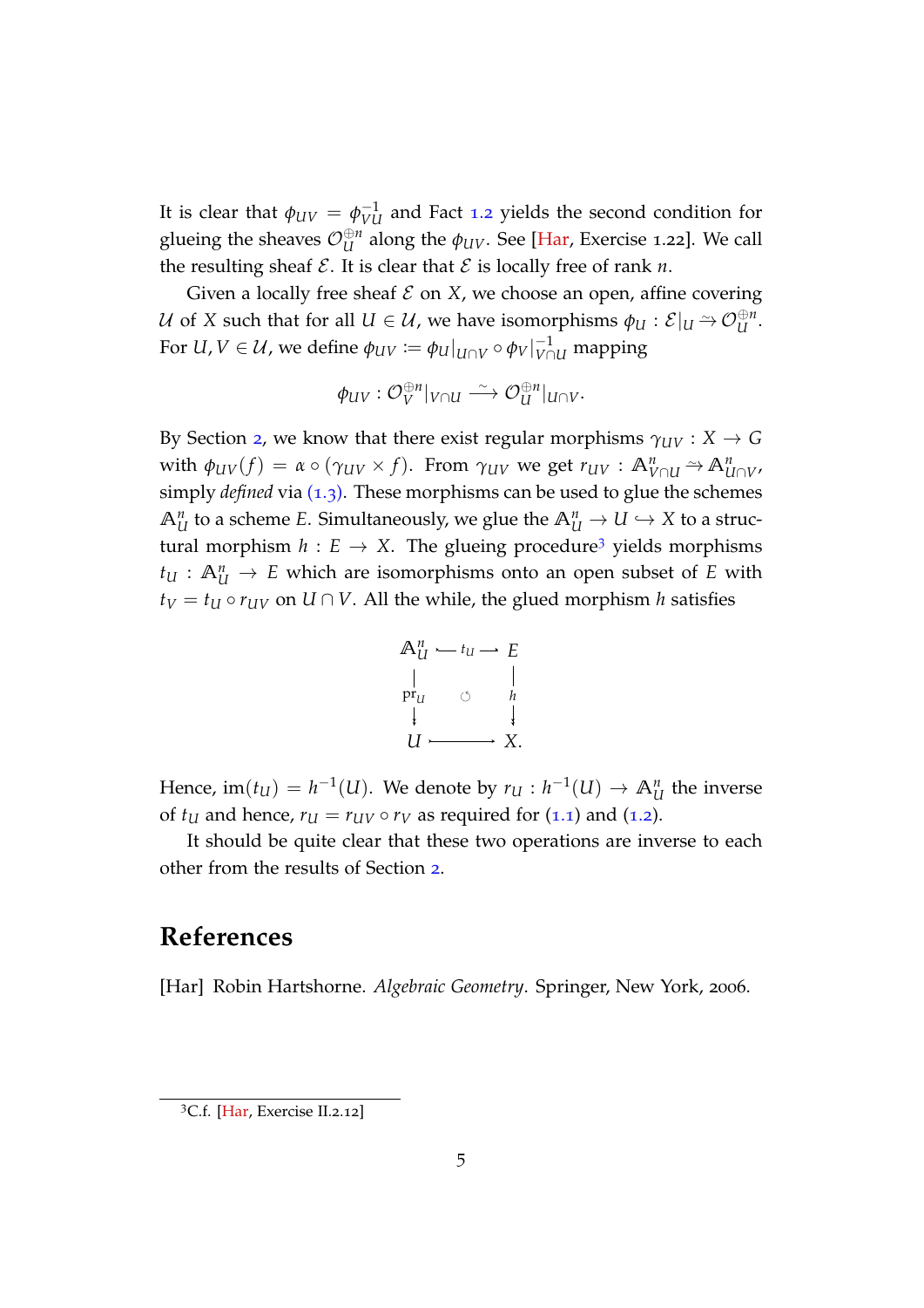It is clear that $\phi_{UV} = \phi_{VU}^{-1}$ and Fact 1.2 yields the second condition for glueing the sheaves $\mathcal{O}_U^{\oplus n}$ along the $\phi_{UV}$. See [Har, Exercise 1.22]. We call the resulting sheaf $\mathcal{E}$. It is clear that $\mathcal{E}$ is locally free of rank $n$.

Given a locally free sheaf $\mathcal{E}$ on $X$, we choose an open, affine covering $\mathcal{U}$ of $X$ such that for all $U \in \mathcal{U}$, we have isomorphisms $\phi_U : \mathcal{E}|_U \xrightarrow{\sim} \mathcal{O}_U^{\oplus n}$. For $U, V \in \mathcal{U}$, we define $\phi_{UV} := \phi_U|_{U\cap V} \circ \phi_V|_{V\cap U}^{-1}$ mapping

$$\phi_{UV} : \mathcal{O}_V^{\oplus n}|_{V\cap U} \xrightarrow{\sim} \mathcal{O}_U^{\oplus n}|_{U\cap V}.$$

By Section 2, we know that there exist regular morphisms $\gamma_{UV} : X \to G$ with $\phi_{UV}(f) = \alpha \circ (\gamma_{UV} \times f)$. From $\gamma_{UV}$ we get $r_{UV} : \mathbb{A}^n_{V\cap U} \xrightarrow{\sim} \mathbb{A}^n_{U\cap V}$, simply *defined* via (1.3). These morphisms can be used to glue the schemes $\mathbb{A}^n_U$ to a scheme $E$. Simultaneously, we glue the $\mathbb{A}^n_U \to U \hookrightarrow X$ to a structural morphism $h : E \to X$. The glueing procedure[3] yields morphisms $t_U : \mathbb{A}^n_U \to E$ which are isomorphisms onto an open subset of $E$ with $t_V = t_U \circ r_{UV}$ on $U \cap V$. All the while, the glued morphism $h$ satisfies

$$\begin{array}{ccc} \mathbb{A}^n_U & \overset{t_U}{\hookrightarrow} & E \\ \downarrow{\scriptstyle \mathrm{pr}_U} & \circlearrowleft & \downarrow{\scriptstyle h} \\ U & \hookrightarrow & X. \end{array}$$

Hence, $\mathrm{im}(t_U) = h^{-1}(U)$. We denote by $r_U : h^{-1}(U) \to \mathbb{A}^n_U$ the inverse of $t_U$ and hence, $r_U = r_{UV} \circ r_V$ as required for (1.1) and (1.2).

It should be quite clear that these two operations are inverse to each other from the results of Section 2.

## References

[Har] Robin Hartshorne. *Algebraic Geometry*. Springer, New York, 2006.

[3] C.f. [Har, Exercise II.2.12]